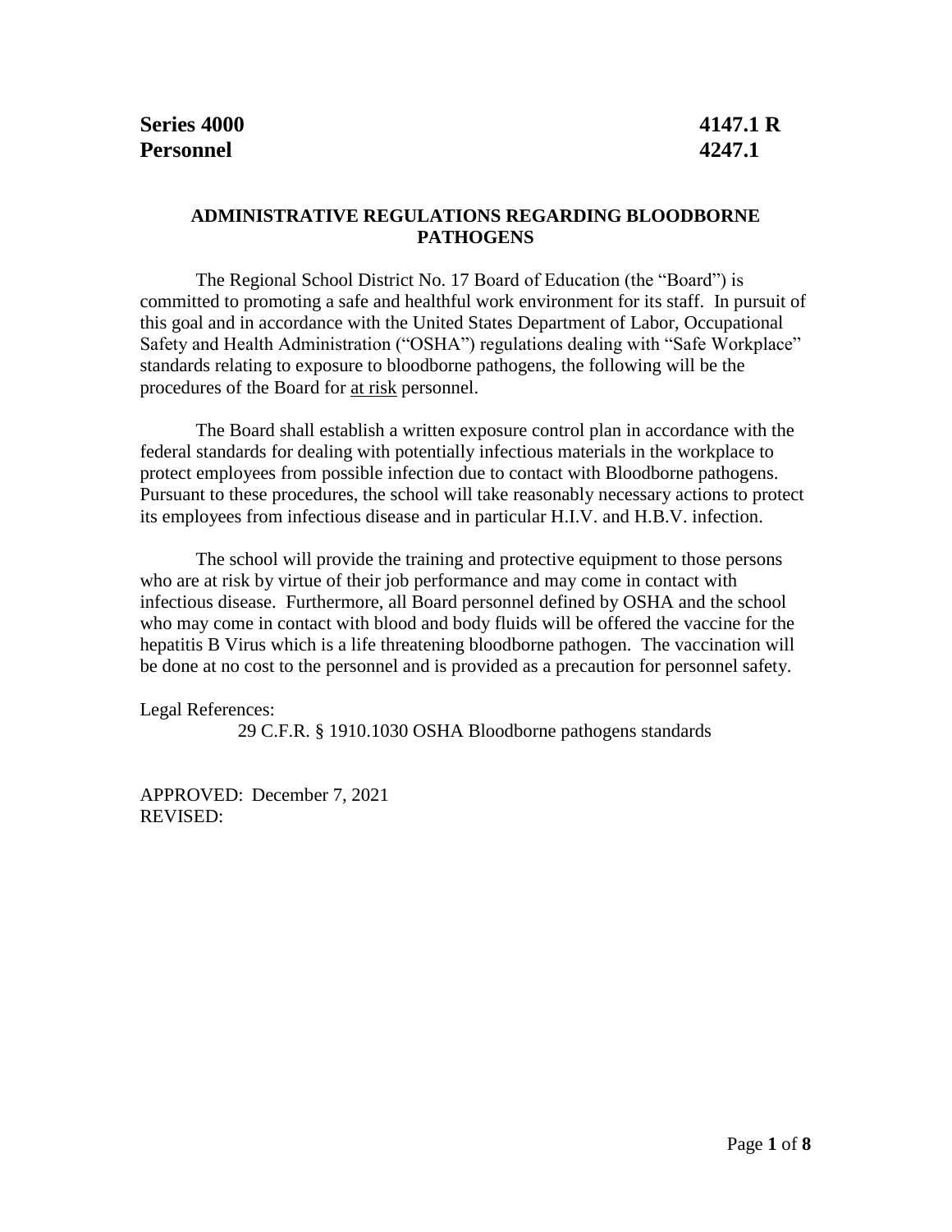**Series 4000** **4147.1 R**
**Personnel** **4247.1**

## ADMINISTRATIVE REGULATIONS REGARDING BLOODBORNE PATHOGENS

The Regional School District No. 17 Board of Education (the "Board") is committed to promoting a safe and healthful work environment for its staff. In pursuit of this goal and in accordance with the United States Department of Labor, Occupational Safety and Health Administration ("OSHA") regulations dealing with "Safe Workplace" standards relating to exposure to bloodborne pathogens, the following will be the procedures of the Board for <u>at risk</u> personnel.

The Board shall establish a written exposure control plan in accordance with the federal standards for dealing with potentially infectious materials in the workplace to protect employees from possible infection due to contact with Bloodborne pathogens. Pursuant to these procedures, the school will take reasonably necessary actions to protect its employees from infectious disease and in particular H.I.V. and H.B.V. infection.

The school will provide the training and protective equipment to those persons who are at risk by virtue of their job performance and may come in contact with infectious disease. Furthermore, all Board personnel defined by OSHA and the school who may come in contact with blood and body fluids will be offered the vaccine for the hepatitis B Virus which is a life threatening bloodborne pathogen. The vaccination will be done at no cost to the personnel and is provided as a precaution for personnel safety.

Legal References:

29 C.F.R. § 1910.1030 OSHA Bloodborne pathogens standards

APPROVED: December 7, 2021
REVISED: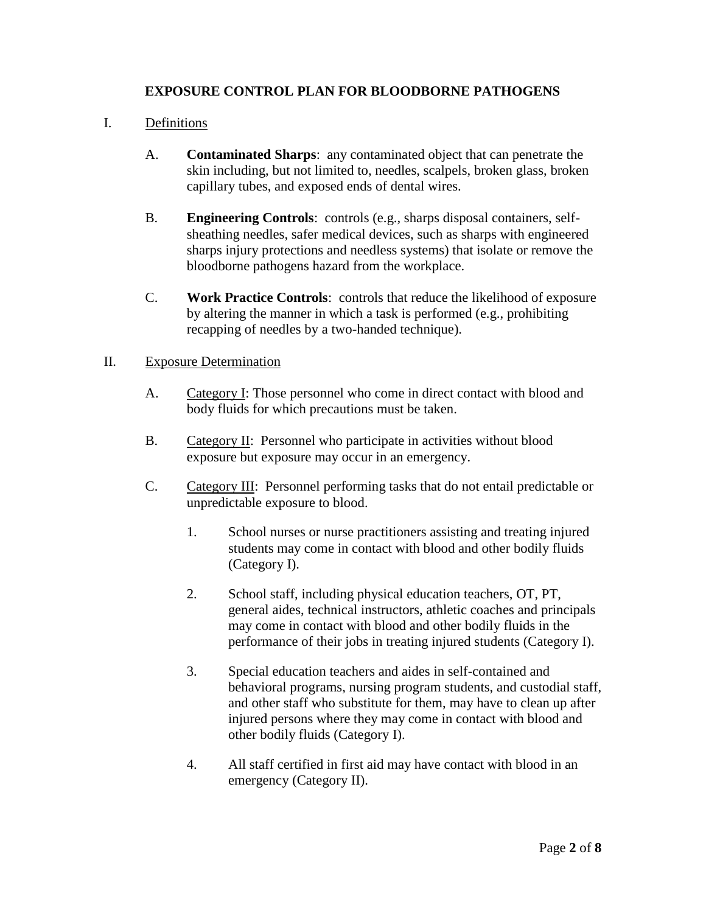# EXPOSURE CONTROL PLAN FOR BLOODBORNE PATHOGENS

I. Definitions

A. **Contaminated Sharps**: any contaminated object that can penetrate the skin including, but not limited to, needles, scalpels, broken glass, broken capillary tubes, and exposed ends of dental wires.

B. **Engineering Controls**: controls (e.g., sharps disposal containers, self-sheathing needles, safer medical devices, such as sharps with engineered sharps injury protections and needless systems) that isolate or remove the bloodborne pathogens hazard from the workplace.

C. **Work Practice Controls**: controls that reduce the likelihood of exposure by altering the manner in which a task is performed (e.g., prohibiting recapping of needles by a two-handed technique).

II. Exposure Determination

A. Category I: Those personnel who come in direct contact with blood and body fluids for which precautions must be taken.

B. Category II: Personnel who participate in activities without blood exposure but exposure may occur in an emergency.

C. Category III: Personnel performing tasks that do not entail predictable or unpredictable exposure to blood.

1. School nurses or nurse practitioners assisting and treating injured students may come in contact with blood and other bodily fluids (Category I).

2. School staff, including physical education teachers, OT, PT, general aides, technical instructors, athletic coaches and principals may come in contact with blood and other bodily fluids in the performance of their jobs in treating injured students (Category I).

3. Special education teachers and aides in self-contained and behavioral programs, nursing program students, and custodial staff, and other staff who substitute for them, may have to clean up after injured persons where they may come in contact with blood and other bodily fluids (Category I).

4. All staff certified in first aid may have contact with blood in an emergency (Category II).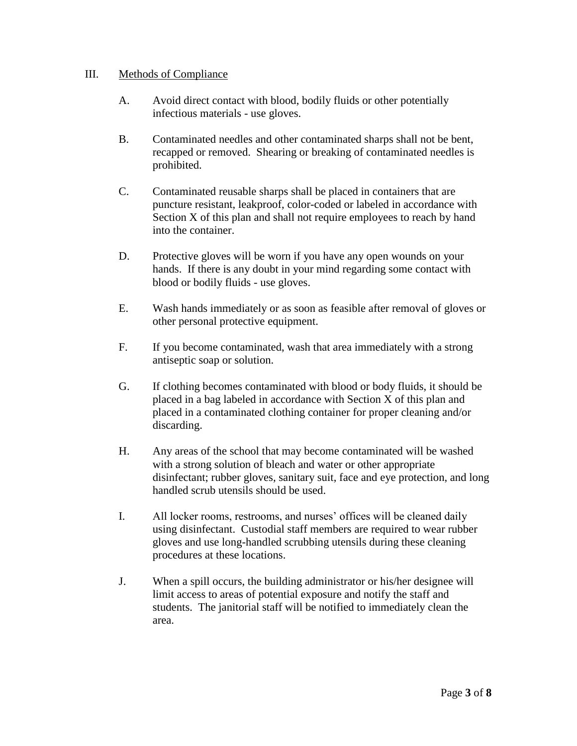## III. Methods of Compliance

A. Avoid direct contact with blood, bodily fluids or other potentially infectious materials - use gloves.

B. Contaminated needles and other contaminated sharps shall not be bent, recapped or removed. Shearing or breaking of contaminated needles is prohibited.

C. Contaminated reusable sharps shall be placed in containers that are puncture resistant, leakproof, color-coded or labeled in accordance with Section X of this plan and shall not require employees to reach by hand into the container.

D. Protective gloves will be worn if you have any open wounds on your hands. If there is any doubt in your mind regarding some contact with blood or bodily fluids - use gloves.

E. Wash hands immediately or as soon as feasible after removal of gloves or other personal protective equipment.

F. If you become contaminated, wash that area immediately with a strong antiseptic soap or solution.

G. If clothing becomes contaminated with blood or body fluids, it should be placed in a bag labeled in accordance with Section X of this plan and placed in a contaminated clothing container for proper cleaning and/or discarding.

H. Any areas of the school that may become contaminated will be washed with a strong solution of bleach and water or other appropriate disinfectant; rubber gloves, sanitary suit, face and eye protection, and long handled scrub utensils should be used.

I. All locker rooms, restrooms, and nurses' offices will be cleaned daily using disinfectant. Custodial staff members are required to wear rubber gloves and use long-handled scrubbing utensils during these cleaning procedures at these locations.

J. When a spill occurs, the building administrator or his/her designee will limit access to areas of potential exposure and notify the staff and students. The janitorial staff will be notified to immediately clean the area.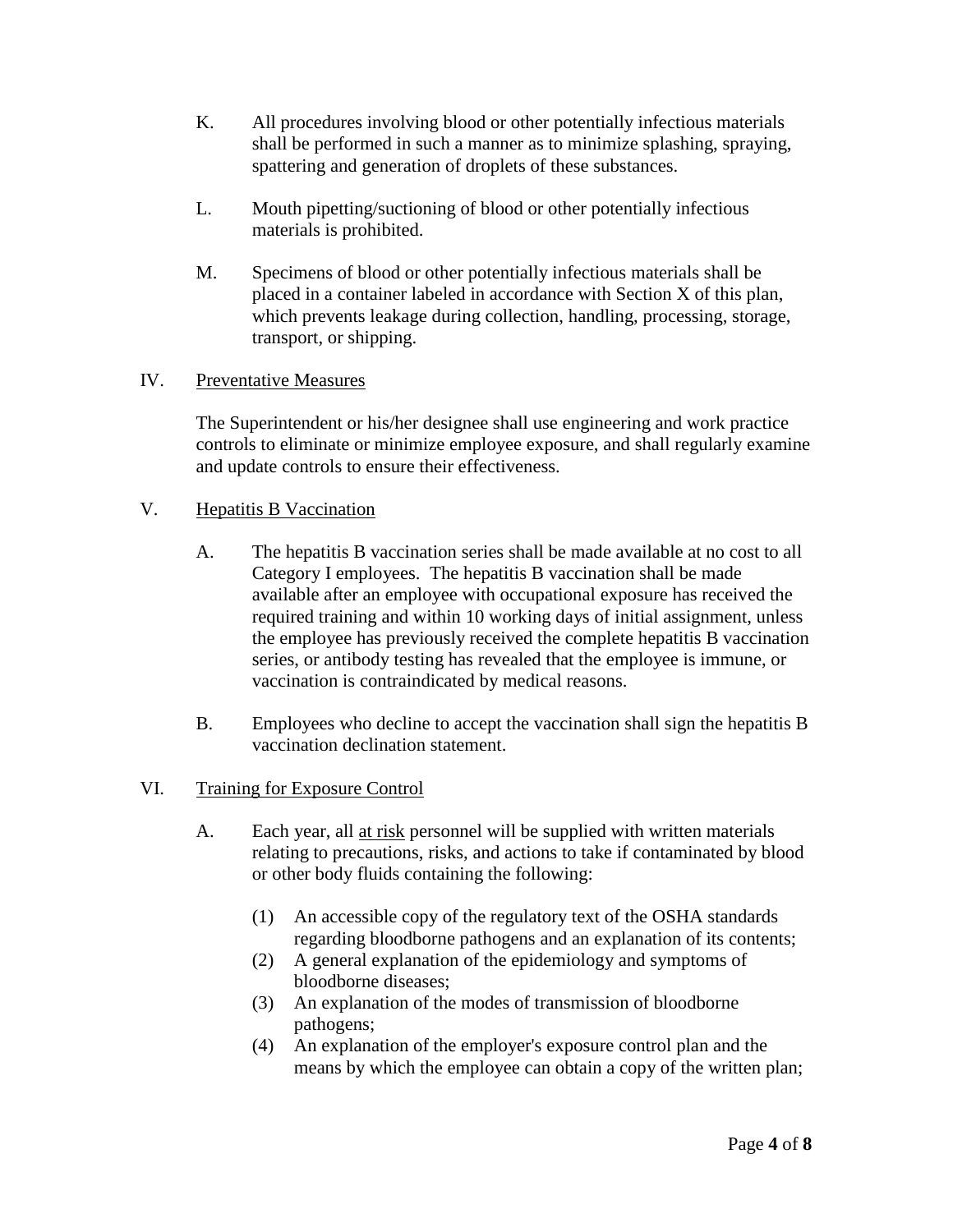K. All procedures involving blood or other potentially infectious materials shall be performed in such a manner as to minimize splashing, spraying, spattering and generation of droplets of these substances.

L. Mouth pipetting/suctioning of blood or other potentially infectious materials is prohibited.

M. Specimens of blood or other potentially infectious materials shall be placed in a container labeled in accordance with Section X of this plan, which prevents leakage during collection, handling, processing, storage, transport, or shipping.

## IV. Preventative Measures

The Superintendent or his/her designee shall use engineering and work practice controls to eliminate or minimize employee exposure, and shall regularly examine and update controls to ensure their effectiveness.

## V. Hepatitis B Vaccination

A. The hepatitis B vaccination series shall be made available at no cost to all Category I employees. The hepatitis B vaccination shall be made available after an employee with occupational exposure has received the required training and within 10 working days of initial assignment, unless the employee has previously received the complete hepatitis B vaccination series, or antibody testing has revealed that the employee is immune, or vaccination is contraindicated by medical reasons.

B. Employees who decline to accept the vaccination shall sign the hepatitis B vaccination declination statement.

## VI. Training for Exposure Control

A. Each year, all at risk personnel will be supplied with written materials relating to precautions, risks, and actions to take if contaminated by blood or other body fluids containing the following:

(1) An accessible copy of the regulatory text of the OSHA standards regarding bloodborne pathogens and an explanation of its contents;
(2) A general explanation of the epidemiology and symptoms of bloodborne diseases;
(3) An explanation of the modes of transmission of bloodborne pathogens;
(4) An explanation of the employer's exposure control plan and the means by which the employee can obtain a copy of the written plan;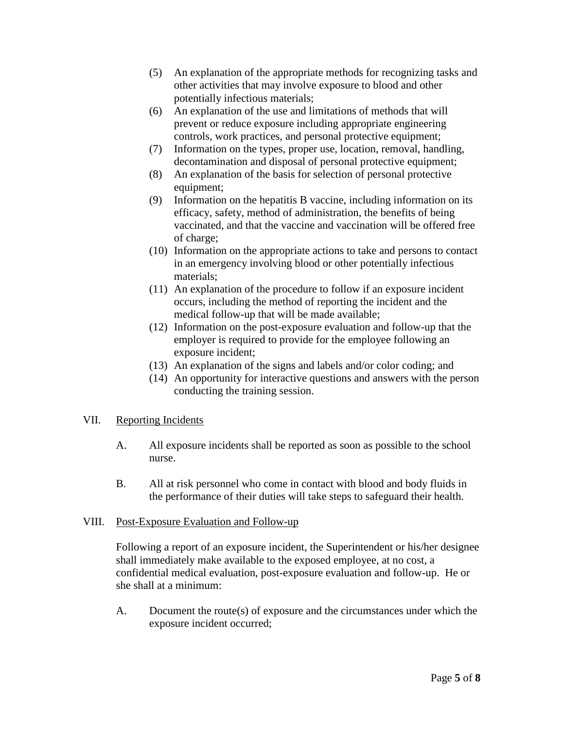(5) An explanation of the appropriate methods for recognizing tasks and other activities that may involve exposure to blood and other potentially infectious materials;

(6) An explanation of the use and limitations of methods that will prevent or reduce exposure including appropriate engineering controls, work practices, and personal protective equipment;

(7) Information on the types, proper use, location, removal, handling, decontamination and disposal of personal protective equipment;

(8) An explanation of the basis for selection of personal protective equipment;

(9) Information on the hepatitis B vaccine, including information on its efficacy, safety, method of administration, the benefits of being vaccinated, and that the vaccine and vaccination will be offered free of charge;

(10) Information on the appropriate actions to take and persons to contact in an emergency involving blood or other potentially infectious materials;

(11) An explanation of the procedure to follow if an exposure incident occurs, including the method of reporting the incident and the medical follow-up that will be made available;

(12) Information on the post-exposure evaluation and follow-up that the employer is required to provide for the employee following an exposure incident;

(13) An explanation of the signs and labels and/or color coding; and

(14) An opportunity for interactive questions and answers with the person conducting the training session.

VII. <u>Reporting Incidents</u>

A. All exposure incidents shall be reported as soon as possible to the school nurse.

B. All at risk personnel who come in contact with blood and body fluids in the performance of their duties will take steps to safeguard their health.

VIII. <u>Post-Exposure Evaluation and Follow-up</u>

Following a report of an exposure incident, the Superintendent or his/her designee shall immediately make available to the exposed employee, at no cost, a confidential medical evaluation, post-exposure evaluation and follow-up. He or she shall at a minimum:

A. Document the route(s) of exposure and the circumstances under which the exposure incident occurred;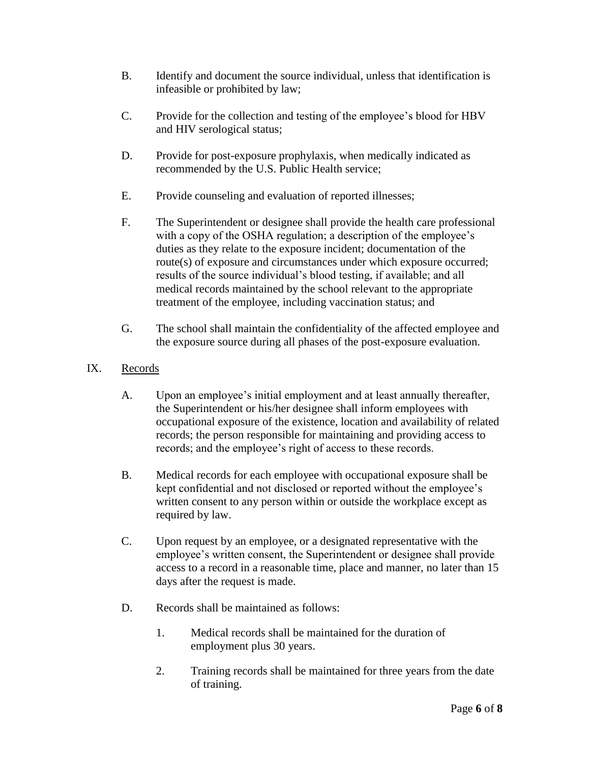B. Identify and document the source individual, unless that identification is infeasible or prohibited by law;

C. Provide for the collection and testing of the employee's blood for HBV and HIV serological status;

D. Provide for post-exposure prophylaxis, when medically indicated as recommended by the U.S. Public Health service;

E. Provide counseling and evaluation of reported illnesses;

F. The Superintendent or designee shall provide the health care professional with a copy of the OSHA regulation; a description of the employee's duties as they relate to the exposure incident; documentation of the route(s) of exposure and circumstances under which exposure occurred; results of the source individual's blood testing, if available; and all medical records maintained by the school relevant to the appropriate treatment of the employee, including vaccination status; and

G. The school shall maintain the confidentiality of the affected employee and the exposure source during all phases of the post-exposure evaluation.

## IX. Records

A. Upon an employee's initial employment and at least annually thereafter, the Superintendent or his/her designee shall inform employees with occupational exposure of the existence, location and availability of related records; the person responsible for maintaining and providing access to records; and the employee's right of access to these records.

B. Medical records for each employee with occupational exposure shall be kept confidential and not disclosed or reported without the employee's written consent to any person within or outside the workplace except as required by law.

C. Upon request by an employee, or a designated representative with the employee's written consent, the Superintendent or designee shall provide access to a record in a reasonable time, place and manner, no later than 15 days after the request is made.

D. Records shall be maintained as follows:

1. Medical records shall be maintained for the duration of employment plus 30 years.

2. Training records shall be maintained for three years from the date of training.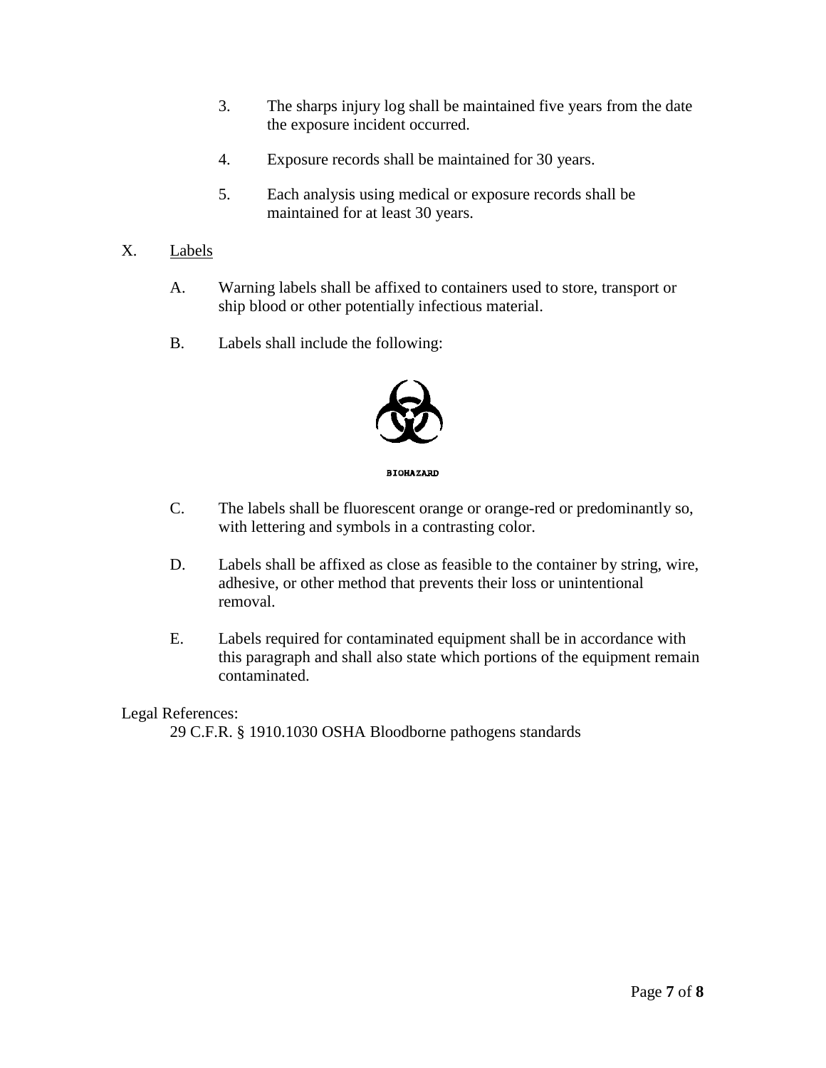3. The sharps injury log shall be maintained five years from the date the exposure incident occurred.

4. Exposure records shall be maintained for 30 years.

5. Each analysis using medical or exposure records shall be maintained for at least 30 years.

X. Labels

A. Warning labels shall be affixed to containers used to store, transport or ship blood or other potentially infectious material.

B. Labels shall include the following:

BIOHAZARD

C. The labels shall be fluorescent orange or orange-red or predominantly so, with lettering and symbols in a contrasting color.

D. Labels shall be affixed as close as feasible to the container by string, wire, adhesive, or other method that prevents their loss or unintentional removal.

E. Labels required for contaminated equipment shall be in accordance with this paragraph and shall also state which portions of the equipment remain contaminated.

Legal References:

29 C.F.R. § 1910.1030 OSHA Bloodborne pathogens standards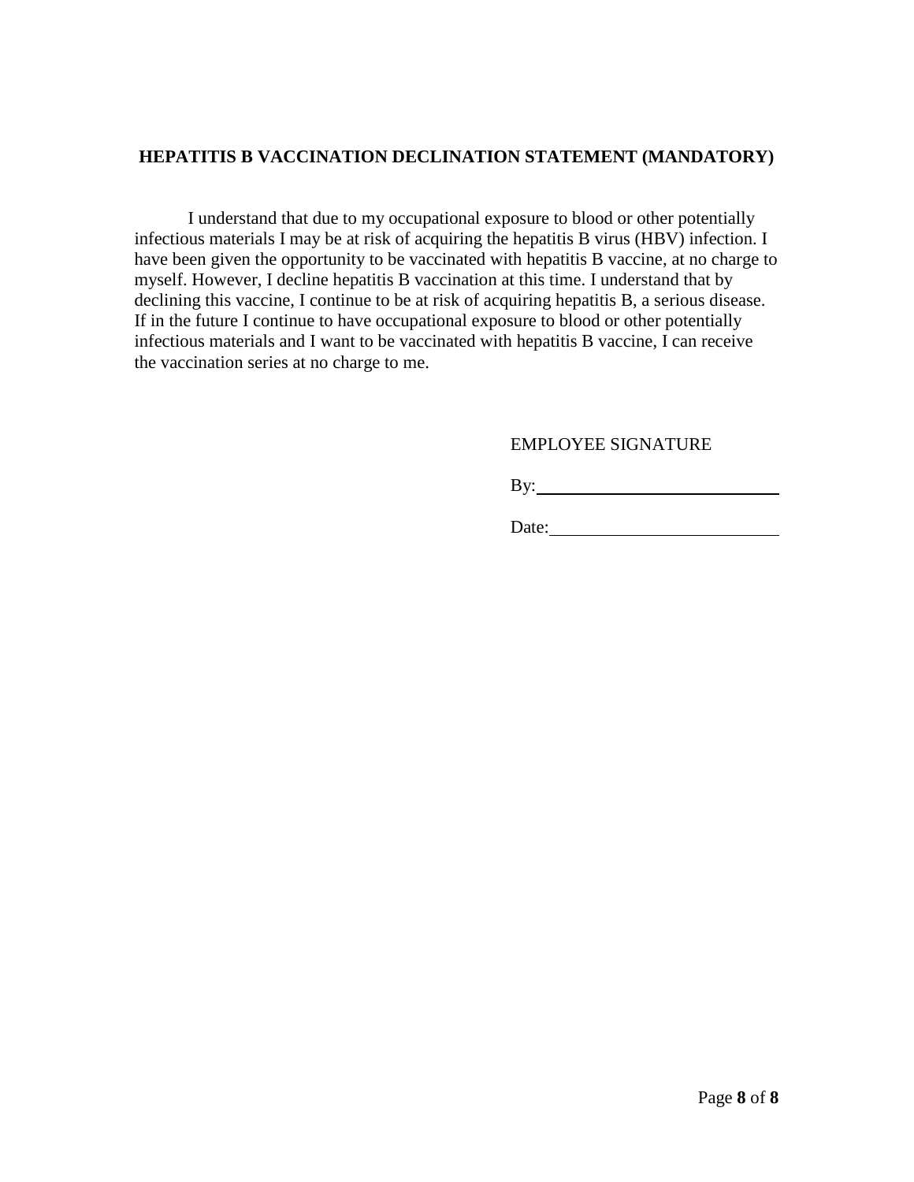**HEPATITIS B VACCINATION DECLINATION STATEMENT (MANDATORY)**

I understand that due to my occupational exposure to blood or other potentially infectious materials I may be at risk of acquiring the hepatitis B virus (HBV) infection. I have been given the opportunity to be vaccinated with hepatitis B vaccine, at no charge to myself. However, I decline hepatitis B vaccination at this time. I understand that by declining this vaccine, I continue to be at risk of acquiring hepatitis B, a serious disease. If in the future I continue to have occupational exposure to blood or other potentially infectious materials and I want to be vaccinated with hepatitis B vaccine, I can receive the vaccination series at no charge to me.

EMPLOYEE SIGNATURE

By: ____________________________

Date: __________________________